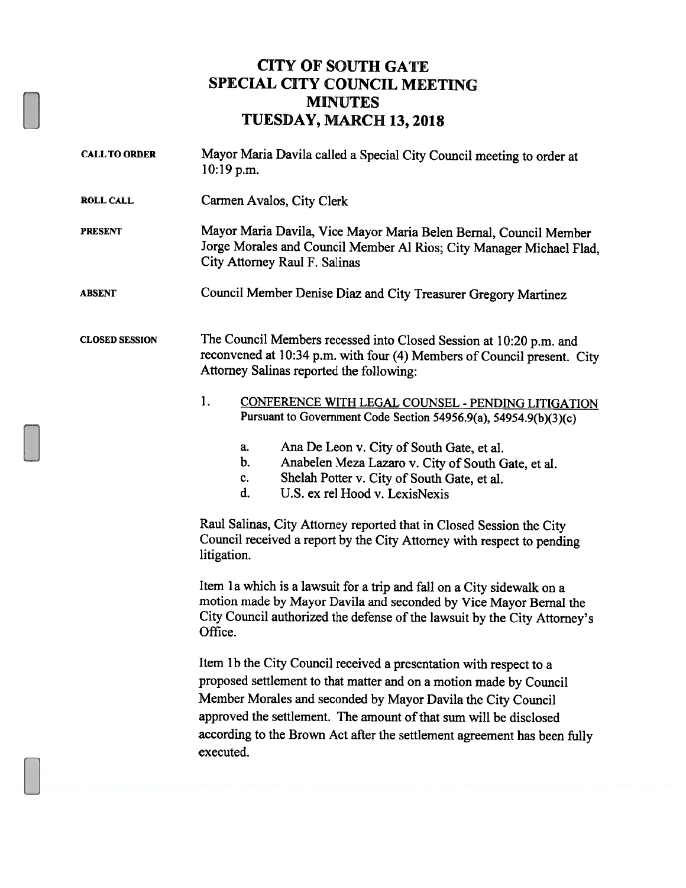# CITY OF SOUTH GATE
# SPECIAL CITY COUNCIL MEETING
# MINUTES
# TUESDAY, MARCH 13, 2018

**CALL TO ORDER** Mayor Maria Davila called a Special City Council meeting to order at 10:19 p.m.

**ROLL CALL** Carmen Avalos, City Clerk

**PRESENT** Mayor Maria Davila, Vice Mayor Maria Belen Bernal, Council Member Jorge Morales and Council Member Al Rios; City Manager Michael Flad, City Attorney Raul F. Salinas

**ABSENT** Council Member Denise Diaz and City Treasurer Gregory Martinez

**CLOSED SESSION** The Council Members recessed into Closed Session at 10:20 p.m. and reconvened at 10:34 p.m. with four (4) Members of Council present. City Attorney Salinas reported the following:

1. CONFERENCE WITH LEGAL COUNSEL - PENDING LITIGATION
   Pursuant to Government Code Section 54956.9(a), 54954.9(b)(3)(c)

   a. Ana De Leon v. City of South Gate, et al.
   b. Anabelen Meza Lazaro v. City of South Gate, et al.
   c. Shelah Potter v. City of South Gate, et al.
   d. U.S. ex rel Hood v. LexisNexis

Raul Salinas, City Attorney reported that in Closed Session the City Council received a report by the City Attorney with respect to pending litigation.

Item 1a which is a lawsuit for a trip and fall on a City sidewalk on a motion made by Mayor Davila and seconded by Vice Mayor Bernal the City Council authorized the defense of the lawsuit by the City Attorney's Office.

Item 1b the City Council received a presentation with respect to a proposed settlement to that matter and on a motion made by Council Member Morales and seconded by Mayor Davila the City Council approved the settlement. The amount of that sum will be disclosed according to the Brown Act after the settlement agreement has been fully executed.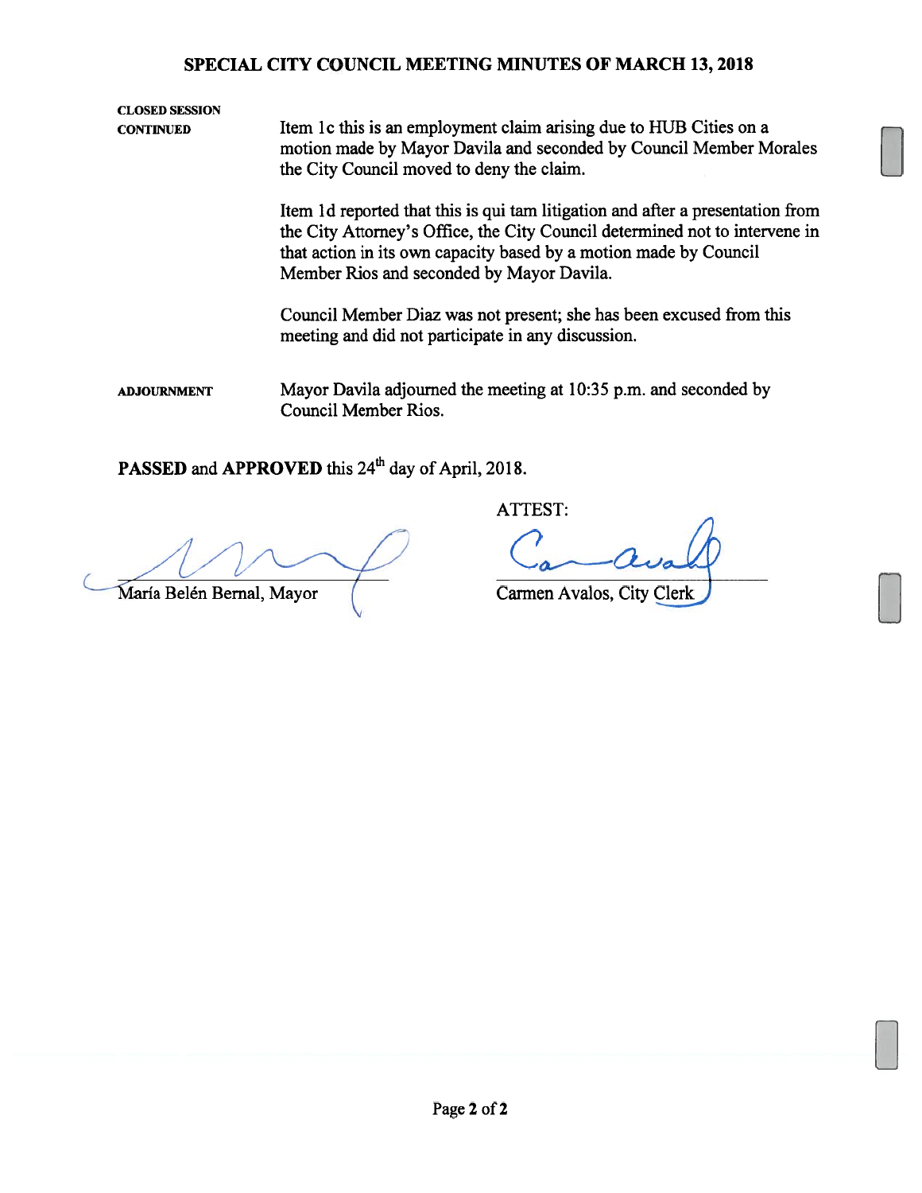**SPECIAL CITY COUNCIL MEETING MINUTES OF MARCH 13, 2018**

**CLOSED SESSION CONTINUED**

Item 1c this is an employment claim arising due to HUB Cities on a motion made by Mayor Davila and seconded by Council Member Morales the City Council moved to deny the claim.

Item 1d reported that this is qui tam litigation and after a presentation from the City Attorney's Office, the City Council determined not to intervene in that action in its own capacity based by a motion made by Council Member Rios and seconded by Mayor Davila.

Council Member Diaz was not present; she has been excused from this meeting and did not participate in any discussion.

**ADJOURNMENT**

Mayor Davila adjourned the meeting at 10:35 p.m. and seconded by Council Member Rios.

**PASSED** and **APPROVED** this 24th day of April, 2018.

María Belén Bernal, Mayor

ATTEST:

Carmen Avalos, City Clerk